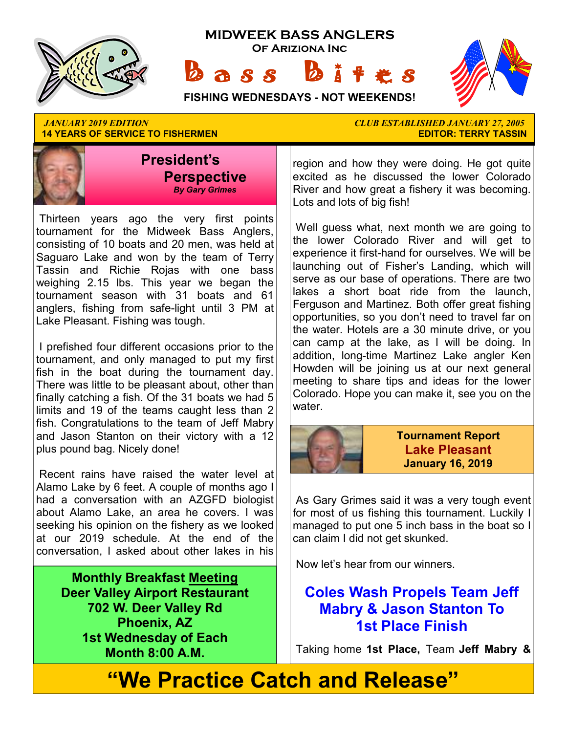# MIDWEEK BASS ANGLERS

**Of Ariziona Inc**

# Bass Bites

**FISHING WEDNESDAYS - NOT WEEKENDS!**

*JANUARY 2019 EDITION*
**14 YEARS OF SERVICE TO FISHERMEN**

*CLUB ESTABLISHED JANUARY 27, 2005*
**EDITOR: TERRY TASSIN**

## President's Perspective

***By Gary Grimes***

Thirteen years ago the very first points tournament for the Midweek Bass Anglers, consisting of 10 boats and 20 men, was held at Saguaro Lake and won by the team of Terry Tassin and Richie Rojas with one bass weighing 2.15 lbs. This year we began the tournament season with 31 boats and 61 anglers, fishing from safe-light until 3 PM at Lake Pleasant. Fishing was tough.

I prefished four different occasions prior to the tournament, and only managed to put my first fish in the boat during the tournament day. There was little to be pleasant about, other than finally catching a fish. Of the 31 boats we had 5 limits and 19 of the teams caught less than 2 fish. Congratulations to the team of Jeff Mabry and Jason Stanton on their victory with a 12 plus pound bag. Nicely done!

Recent rains have raised the water level at Alamo Lake by 6 feet. A couple of months ago I had a conversation with an AZGFD biologist about Alamo Lake, an area he covers. I was seeking his opinion on the fishery as we looked at our 2019 schedule. At the end of the conversation, I asked about other lakes in his region and how they were doing. He got quite excited as he discussed the lower Colorado River and how great a fishery it was becoming. Lots and lots of big fish!

Well guess what, next month we are going to the lower Colorado River and will get to experience it first-hand for ourselves. We will be launching out of Fisher's Landing, which will serve as our base of operations. There are two lakes a short boat ride from the launch, Ferguson and Martinez. Both offer great fishing opportunities, so you don't need to travel far on the water. Hotels are a 30 minute drive, or you can camp at the lake, as I will be doing. In addition, long-time Martinez Lake angler Ken Howden will be joining us at our next general meeting to share tips and ideas for the lower Colorado. Hope you can make it, see you on the water.

**Monthly Breakfast Meeting**
**Deer Valley Airport Restaurant**
**702 W. Deer Valley Rd**
**Phoenix, AZ**
**1st Wednesday of Each Month 8:00 A.M.**

## Tournament Report
## Lake Pleasant
**January 16, 2019**

As Gary Grimes said it was a very tough event for most of us fishing this tournament. Luckily I managed to put one 5 inch bass in the boat so I can claim I did not get skunked.

Now let's hear from our winners.

## Coles Wash Propels Team Jeff Mabry & Jason Stanton To 1st Place Finish

Taking home **1st Place,** Team **Jeff Mabry &**

**"We Practice Catch and Release"**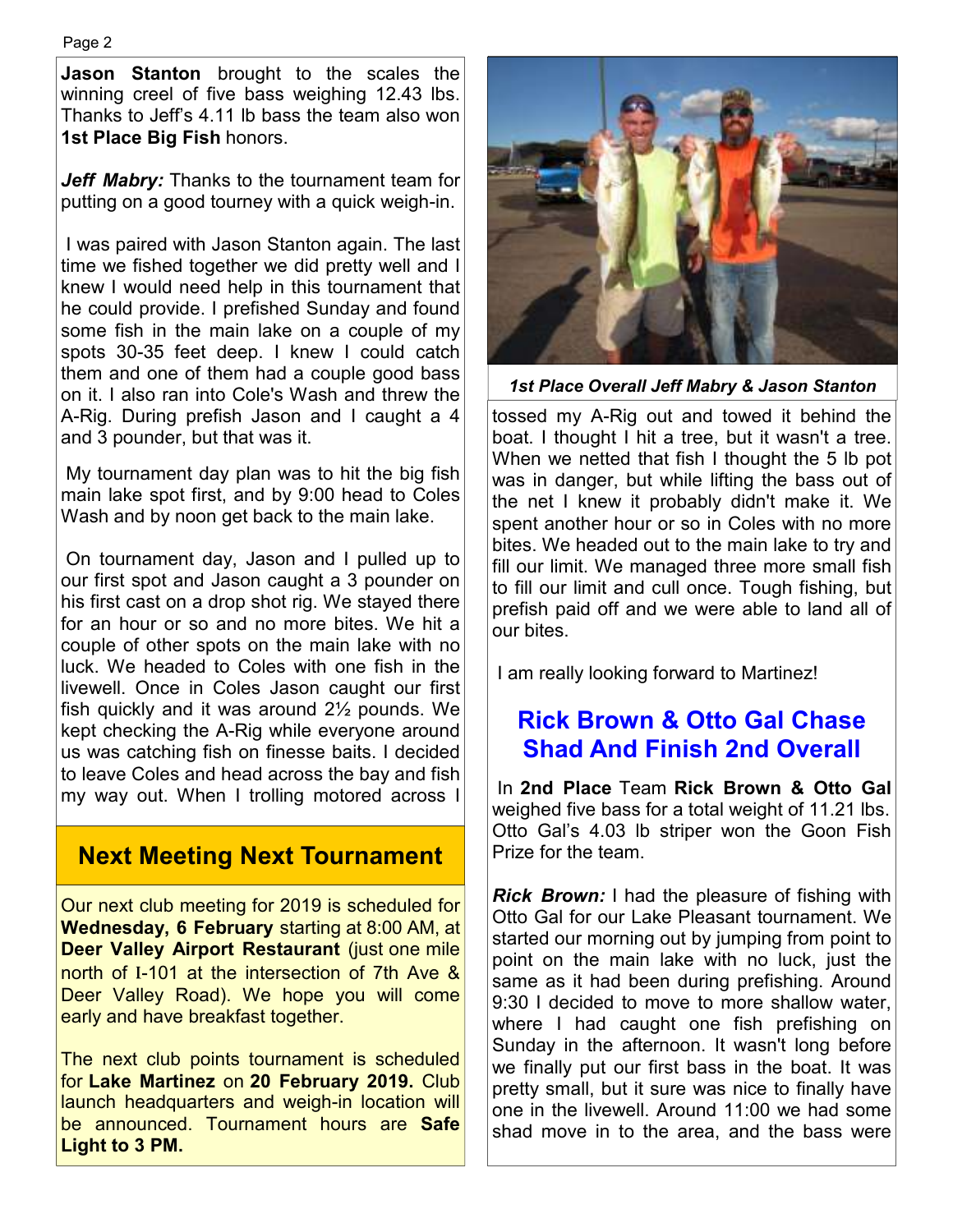**Jason Stanton** brought to the scales the winning creel of five bass weighing 12.43 lbs. Thanks to Jeff's 4.11 lb bass the team also won **1st Place Big Fish** honors.

***Jeff Mabry:*** Thanks to the tournament team for putting on a good tourney with a quick weigh-in.

I was paired with Jason Stanton again. The last time we fished together we did pretty well and I knew I would need help in this tournament that he could provide. I prefished Sunday and found some fish in the main lake on a couple of my spots 30-35 feet deep. I knew I could catch them and one of them had a couple good bass on it. I also ran into Cole's Wash and threw the A-Rig. During prefish Jason and I caught a 4 and 3 pounder, but that was it.

My tournament day plan was to hit the big fish main lake spot first, and by 9:00 head to Coles Wash and by noon get back to the main lake.

On tournament day, Jason and I pulled up to our first spot and Jason caught a 3 pounder on his first cast on a drop shot rig. We stayed there for an hour or so and no more bites. We hit a couple of other spots on the main lake with no luck. We headed to Coles with one fish in the livewell. Once in Coles Jason caught our first fish quickly and it was around 2½ pounds. We kept checking the A-Rig while everyone around us was catching fish on finesse baits. I decided to leave Coles and head across the bay and fish my way out. When I trolling motored across I tossed my A-Rig out and towed it behind the boat. I thought I hit a tree, but it wasn't a tree. When we netted that fish I thought the 5 lb pot was in danger, but while lifting the bass out of the net I knew it probably didn't make it. We spent another hour or so in Coles with no more bites. We headed out to the main lake to try and fill our limit. We managed three more small fish to fill our limit and cull once. Tough fishing, but prefish paid off and we were able to land all of our bites.

I am really looking forward to Martinez!

*1st Place Overall Jeff Mabry & Jason Stanton*

## Next Meeting Next Tournament

Our next club meeting for 2019 is scheduled for **Wednesday, 6 February** starting at 8:00 AM, at **Deer Valley Airport Restaurant** (just one mile north of I-101 at the intersection of 7th Ave & Deer Valley Road). We hope you will come early and have breakfast together.

The next club points tournament is scheduled for **Lake Martinez** on **20 February 2019.** Club launch headquarters and weigh-in location will be announced. Tournament hours are **Safe Light to 3 PM.**

## Rick Brown & Otto Gal Chase Shad And Finish 2nd Overall

In **2nd Place** Team **Rick Brown & Otto Gal** weighed five bass for a total weight of 11.21 lbs. Otto Gal's 4.03 lb striper won the Goon Fish Prize for the team.

***Rick Brown:*** I had the pleasure of fishing with Otto Gal for our Lake Pleasant tournament. We started our morning out by jumping from point to point on the main lake with no luck, just the same as it had been during prefishing. Around 9:30 I decided to move to more shallow water, where I had caught one fish prefishing on Sunday in the afternoon. It wasn't long before we finally put our first bass in the boat. It was pretty small, but it sure was nice to finally have one in the livewell. Around 11:00 we had some shad move in to the area, and the bass were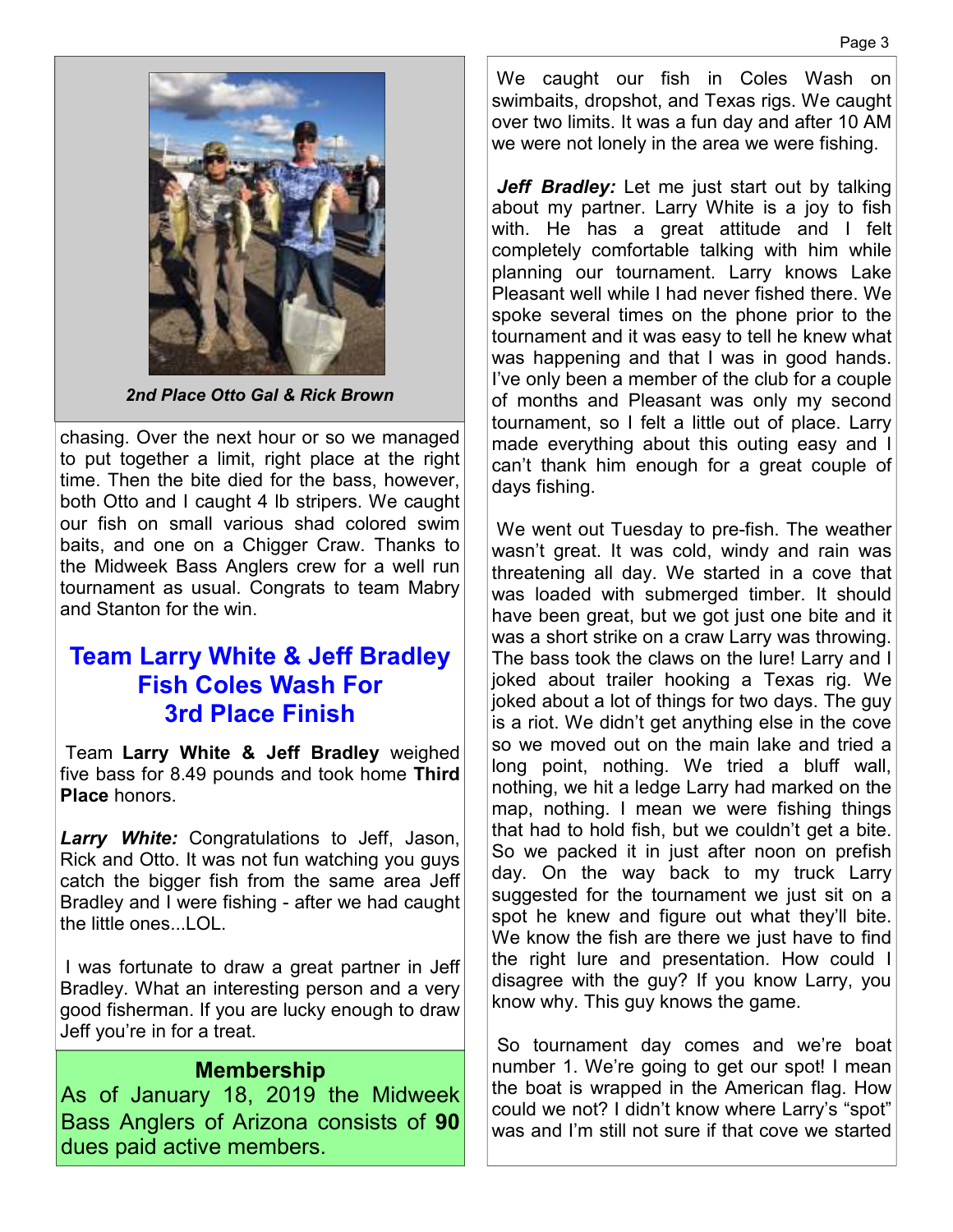*2nd Place Otto Gal & Rick Brown*

chasing. Over the next hour or so we managed to put together a limit, right place at the right time. Then the bite died for the bass, however, both Otto and I caught 4 lb stripers. We caught our fish on small various shad colored swim baits, and one on a Chigger Craw. Thanks to the Midweek Bass Anglers crew for a well run tournament as usual. Congrats to team Mabry and Stanton for the win.

## Team Larry White & Jeff Bradley Fish Coles Wash For 3rd Place Finish

Team **Larry White & Jeff Bradley** weighed five bass for 8.49 pounds and took home **Third Place** honors.

***Larry White:*** Congratulations to Jeff, Jason, Rick and Otto. It was not fun watching you guys catch the bigger fish from the same area Jeff Bradley and I were fishing - after we had caught the little ones...LOL.

I was fortunate to draw a great partner in Jeff Bradley. What an interesting person and a very good fisherman. If you are lucky enough to draw Jeff you're in for a treat.

### Membership

As of January 18, 2019 the Midweek Bass Anglers of Arizona consists of **90** dues paid active members.

We caught our fish in Coles Wash on swimbaits, dropshot, and Texas rigs. We caught over two limits. It was a fun day and after 10 AM we were not lonely in the area we were fishing.

***Jeff Bradley:*** Let me just start out by talking about my partner. Larry White is a joy to fish with. He has a great attitude and I felt completely comfortable talking with him while planning our tournament. Larry knows Lake Pleasant well while I had never fished there. We spoke several times on the phone prior to the tournament and it was easy to tell he knew what was happening and that I was in good hands. I've only been a member of the club for a couple of months and Pleasant was only my second tournament, so I felt a little out of place. Larry made everything about this outing easy and I can't thank him enough for a great couple of days fishing.

We went out Tuesday to pre-fish. The weather wasn't great. It was cold, windy and rain was threatening all day. We started in a cove that was loaded with submerged timber. It should have been great, but we got just one bite and it was a short strike on a craw Larry was throwing. The bass took the claws on the lure! Larry and I joked about trailer hooking a Texas rig. We joked about a lot of things for two days. The guy is a riot. We didn't get anything else in the cove so we moved out on the main lake and tried a long point, nothing. We tried a bluff wall, nothing, we hit a ledge Larry had marked on the map, nothing. I mean we were fishing things that had to hold fish, but we couldn't get a bite. So we packed it in just after noon on prefish day. On the way back to my truck Larry suggested for the tournament we just sit on a spot he knew and figure out what they'll bite. We know the fish are there we just have to find the right lure and presentation. How could I disagree with the guy? If you know Larry, you know why. This guy knows the game.

So tournament day comes and we're boat number 1. We're going to get our spot! I mean the boat is wrapped in the American flag. How could we not? I didn't know where Larry's "spot" was and I'm still not sure if that cove we started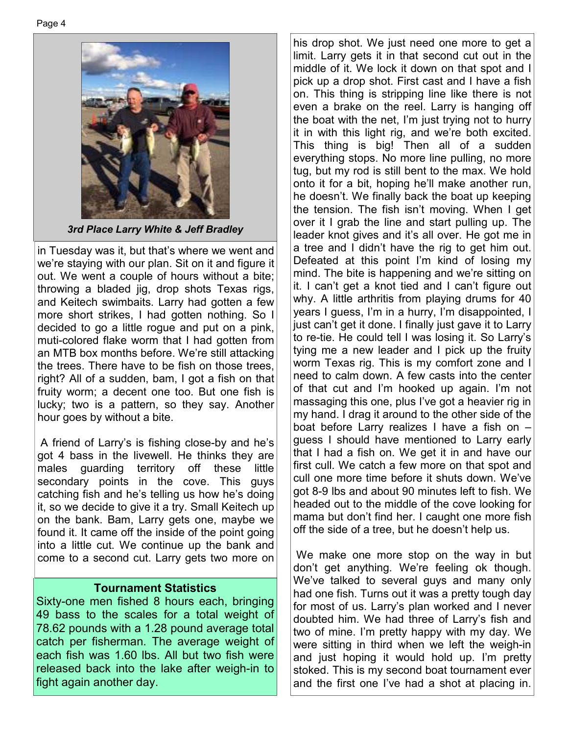*3rd Place Larry White & Jeff Bradley*

in Tuesday was it, but that's where we went and we're staying with our plan. Sit on it and figure it out. We went a couple of hours without a bite; throwing a bladed jig, drop shots Texas rigs, and Keitech swimbaits. Larry had gotten a few more short strikes, I had gotten nothing. So I decided to go a little rogue and put on a pink, muti-colored flake worm that I had gotten from an MTB box months before. We're still attacking the trees. There have to be fish on those trees, right? All of a sudden, bam, I got a fish on that fruity worm; a decent one too. But one fish is lucky; two is a pattern, so they say. Another hour goes by without a bite.

A friend of Larry's is fishing close-by and he's got 4 bass in the livewell. He thinks they are males guarding territory off these little secondary points in the cove. This guys catching fish and he's telling us how he's doing it, so we decide to give it a try. Small Keitech up on the bank. Bam, Larry gets one, maybe we found it. It came off the inside of the point going into a little cut. We continue up the bank and come to a second cut. Larry gets two more on his drop shot. We just need one more to get a limit. Larry gets it in that second cut out in the middle of it. We lock it down on that spot and I pick up a drop shot. First cast and I have a fish on. This thing is stripping line like there is not even a brake on the reel. Larry is hanging off the boat with the net, I'm just trying not to hurry it in with this light rig, and we're both excited. This thing is big! Then all of a sudden everything stops. No more line pulling, no more tug, but my rod is still bent to the max. We hold onto it for a bit, hoping he'll make another run, he doesn't. We finally back the boat up keeping the tension. The fish isn't moving. When I get over it I grab the line and start pulling up. The leader knot gives and it's all over. He got me in a tree and I didn't have the rig to get him out. Defeated at this point I'm kind of losing my mind. The bite is happening and we're sitting on it. I can't get a knot tied and I can't figure out why. A little arthritis from playing drums for 40 years I guess, I'm in a hurry, I'm disappointed, I just can't get it done. I finally just gave it to Larry to re-tie. He could tell I was losing it. So Larry's tying me a new leader and I pick up the fruity worm Texas rig. This is my comfort zone and I need to calm down. A few casts into the center of that cut and I'm hooked up again. I'm not massaging this one, plus I've got a heavier rig in my hand. I drag it around to the other side of the boat before Larry realizes I have a fish on – guess I should have mentioned to Larry early that I had a fish on. We get it in and have our first cull. We catch a few more on that spot and cull one more time before it shuts down. We've got 8-9 lbs and about 90 minutes left to fish. We headed out to the middle of the cove looking for mama but don't find her. I caught one more fish off the side of a tree, but he doesn't help us.

We make one more stop on the way in but don't get anything. We're feeling ok though. We've talked to several guys and many only had one fish. Turns out it was a pretty tough day for most of us. Larry's plan worked and I never doubted him. We had three of Larry's fish and two of mine. I'm pretty happy with my day. We were sitting in third when we left the weigh-in and just hoping it would hold up. I'm pretty stoked. This is my second boat tournament ever and the first one I've had a shot at placing in.

### Tournament Statistics

Sixty-one men fished 8 hours each, bringing 49 bass to the scales for a total weight of 78.62 pounds with a 1.28 pound average total catch per fisherman. The average weight of each fish was 1.60 lbs. All but two fish were released back into the lake after weigh-in to fight again another day.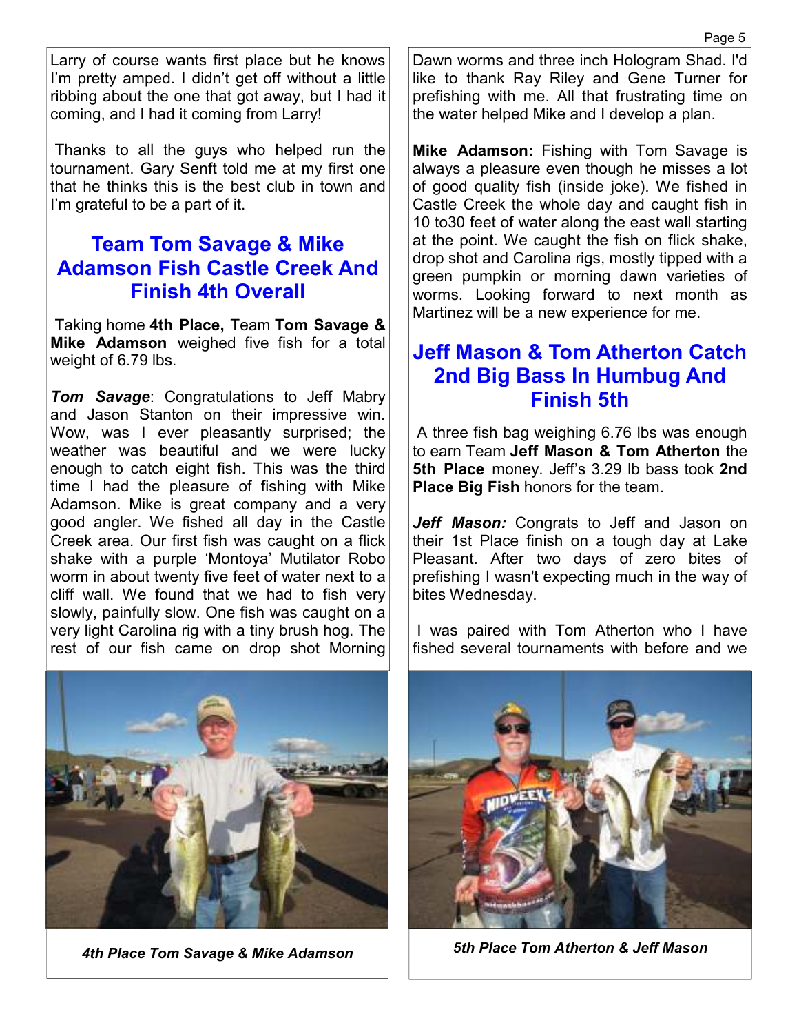Larry of course wants first place but he knows I'm pretty amped. I didn't get off without a little ribbing about the one that got away, but I had it coming, and I had it coming from Larry!

Thanks to all the guys who helped run the tournament. Gary Senft told me at my first one that he thinks this is the best club in town and I'm grateful to be a part of it.

## Team Tom Savage & Mike Adamson Fish Castle Creek And Finish 4th Overall

Taking home **4th Place,** Team **Tom Savage & Mike Adamson** weighed five fish for a total weight of 6.79 lbs.

***Tom Savage***: Congratulations to Jeff Mabry and Jason Stanton on their impressive win. Wow, was I ever pleasantly surprised; the weather was beautiful and we were lucky enough to catch eight fish. This was the third time I had the pleasure of fishing with Mike Adamson. Mike is great company and a very good angler. We fished all day in the Castle Creek area. Our first fish was caught on a flick shake with a purple 'Montoya' Mutilator Robo worm in about twenty five feet of water next to a cliff wall. We found that we had to fish very slowly, painfully slow. One fish was caught on a very light Carolina rig with a tiny brush hog. The rest of our fish came on drop shot Morning Dawn worms and three inch Hologram Shad. I'd like to thank Ray Riley and Gene Turner for prefishing with me. All that frustrating time on the water helped Mike and I develop a plan.

**Mike Adamson:** Fishing with Tom Savage is always a pleasure even though he misses a lot of good quality fish (inside joke). We fished in Castle Creek the whole day and caught fish in 10 to30 feet of water along the east wall starting at the point. We caught the fish on flick shake, drop shot and Carolina rigs, mostly tipped with a green pumpkin or morning dawn varieties of worms. Looking forward to next month as Martinez will be a new experience for me.

*4th Place Tom Savage & Mike Adamson*

## Jeff Mason & Tom Atherton Catch 2nd Big Bass In Humbug And Finish 5th

A three fish bag weighing 6.76 lbs was enough to earn Team **Jeff Mason & Tom Atherton** the **5th Place** money. Jeff's 3.29 lb bass took **2nd Place Big Fish** honors for the team.

***Jeff Mason:*** Congrats to Jeff and Jason on their 1st Place finish on a tough day at Lake Pleasant. After two days of zero bites of prefishing I wasn't expecting much in the way of bites Wednesday.

I was paired with Tom Atherton who I have fished several tournaments with before and we

*5th Place Tom Atherton & Jeff Mason*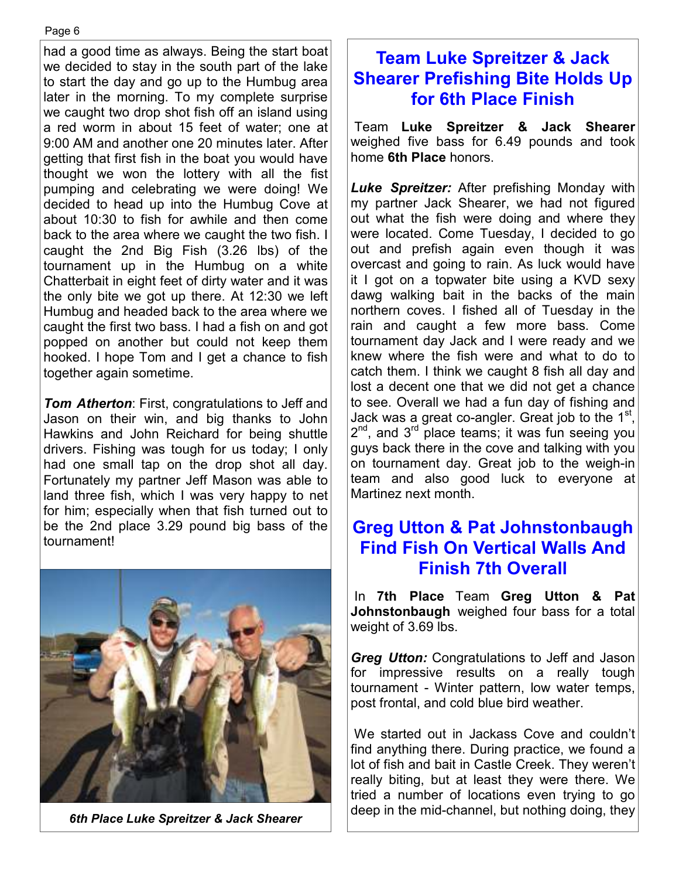had a good time as always. Being the start boat we decided to stay in the south part of the lake to start the day and go up to the Humbug area later in the morning. To my complete surprise we caught two drop shot fish off an island using a red worm in about 15 feet of water; one at 9:00 AM and another one 20 minutes later. After getting that first fish in the boat you would have thought we won the lottery with all the fist pumping and celebrating we were doing! We decided to head up into the Humbug Cove at about 10:30 to fish for awhile and then come back to the area where we caught the two fish. I caught the 2nd Big Fish (3.26 lbs) of the tournament up in the Humbug on a white Chatterbait in eight feet of dirty water and it was the only bite we got up there. At 12:30 we left Humbug and headed back to the area where we caught the first two bass. I had a fish on and got popped on another but could not keep them hooked. I hope Tom and I get a chance to fish together again sometime.

***Tom Atherton***: First, congratulations to Jeff and Jason on their win, and big thanks to John Hawkins and John Reichard for being shuttle drivers. Fishing was tough for us today; I only had one small tap on the drop shot all day. Fortunately my partner Jeff Mason was able to land three fish, which I was very happy to net for him; especially when that fish turned out to be the 2nd place 3.29 pound big bass of the tournament!

*6th Place Luke Spreitzer & Jack Shearer*

## Team Luke Spreitzer & Jack Shearer Prefishing Bite Holds Up for 6th Place Finish

Team **Luke Spreitzer & Jack Shearer** weighed five bass for 6.49 pounds and took home **6th Place** honors.

***Luke Spreitzer:*** After prefishing Monday with my partner Jack Shearer, we had not figured out what the fish were doing and where they were located. Come Tuesday, I decided to go out and prefish again even though it was overcast and going to rain. As luck would have it I got on a topwater bite using a KVD sexy dawg walking bait in the backs of the main northern coves. I fished all of Tuesday in the rain and caught a few more bass. Come tournament day Jack and I were ready and we knew where the fish were and what to do to catch them. I think we caught 8 fish all day and lost a decent one that we did not get a chance to see. Overall we had a fun day of fishing and Jack was a great co-angler. Great job to the 1st, 2nd, and 3rd place teams; it was fun seeing you guys back there in the cove and talking with you on tournament day. Great job to the weigh-in team and also good luck to everyone at Martinez next month.

## Greg Utton & Pat Johnstonbaugh Find Fish On Vertical Walls And Finish 7th Overall

In **7th Place** Team **Greg Utton & Pat Johnstonbaugh** weighed four bass for a total weight of 3.69 lbs.

***Greg Utton:*** Congratulations to Jeff and Jason for impressive results on a really tough tournament - Winter pattern, low water temps, post frontal, and cold blue bird weather.

We started out in Jackass Cove and couldn't find anything there. During practice, we found a lot of fish and bait in Castle Creek. They weren't really biting, but at least they were there. We tried a number of locations even trying to go deep in the mid-channel, but nothing doing, they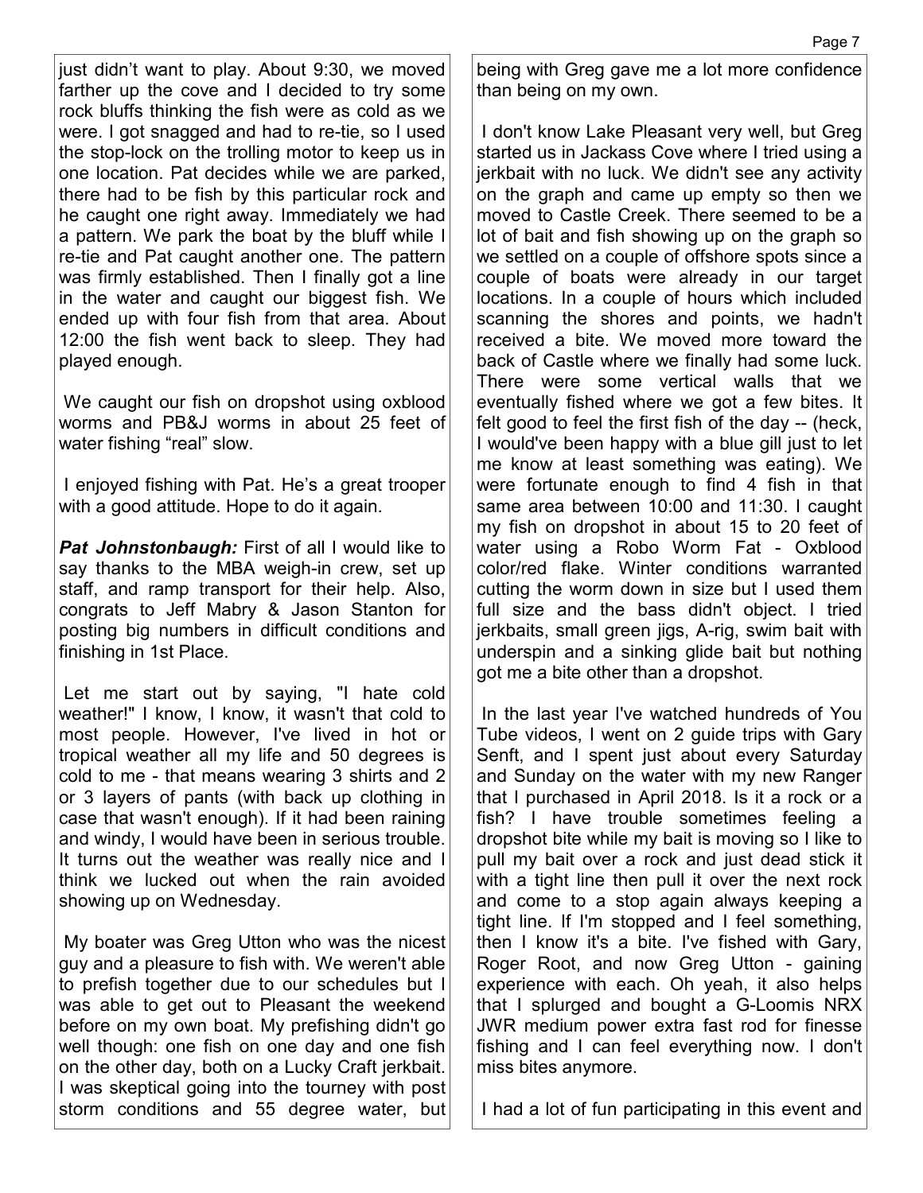just didn't want to play. About 9:30, we moved farther up the cove and I decided to try some rock bluffs thinking the fish were as cold as we were. I got snagged and had to re-tie, so I used the stop-lock on the trolling motor to keep us in one location. Pat decides while we are parked, there had to be fish by this particular rock and he caught one right away. Immediately we had a pattern. We park the boat by the bluff while I re-tie and Pat caught another one. The pattern was firmly established. Then I finally got a line in the water and caught our biggest fish. We ended up with four fish from that area. About 12:00 the fish went back to sleep. They had played enough.

We caught our fish on dropshot using oxblood worms and PB&J worms in about 25 feet of water fishing "real" slow.

I enjoyed fishing with Pat. He's a great trooper with a good attitude. Hope to do it again.

***Pat Johnstonbaugh:*** First of all I would like to say thanks to the MBA weigh-in crew, set up staff, and ramp transport for their help. Also, congrats to Jeff Mabry & Jason Stanton for posting big numbers in difficult conditions and finishing in 1st Place.

Let me start out by saying, "I hate cold weather!" I know, I know, it wasn't that cold to most people. However, I've lived in hot or tropical weather all my life and 50 degrees is cold to me - that means wearing 3 shirts and 2 or 3 layers of pants (with back up clothing in case that wasn't enough). If it had been raining and windy, I would have been in serious trouble. It turns out the weather was really nice and I think we lucked out when the rain avoided showing up on Wednesday.

My boater was Greg Utton who was the nicest guy and a pleasure to fish with. We weren't able to prefish together due to our schedules but I was able to get out to Pleasant the weekend before on my own boat. My prefishing didn't go well though: one fish on one day and one fish on the other day, both on a Lucky Craft jerkbait. I was skeptical going into the tourney with post storm conditions and 55 degree water, but being with Greg gave me a lot more confidence than being on my own.

I don't know Lake Pleasant very well, but Greg started us in Jackass Cove where I tried using a jerkbait with no luck. We didn't see any activity on the graph and came up empty so then we moved to Castle Creek. There seemed to be a lot of bait and fish showing up on the graph so we settled on a couple of offshore spots since a couple of boats were already in our target locations. In a couple of hours which included scanning the shores and points, we hadn't received a bite. We moved more toward the back of Castle where we finally had some luck. There were some vertical walls that we eventually fished where we got a few bites. It felt good to feel the first fish of the day -- (heck, I would've been happy with a blue gill just to let me know at least something was eating). We were fortunate enough to find 4 fish in that same area between 10:00 and 11:30. I caught my fish on dropshot in about 15 to 20 feet of water using a Robo Worm Fat - Oxblood color/red flake. Winter conditions warranted cutting the worm down in size but I used them full size and the bass didn't object. I tried jerkbaits, small green jigs, A-rig, swim bait with underspin and a sinking glide bait but nothing got me a bite other than a dropshot.

In the last year I've watched hundreds of You Tube videos, I went on 2 guide trips with Gary Senft, and I spent just about every Saturday and Sunday on the water with my new Ranger that I purchased in April 2018. Is it a rock or a fish? I have trouble sometimes feeling a dropshot bite while my bait is moving so I like to pull my bait over a rock and just dead stick it with a tight line then pull it over the next rock and come to a stop again always keeping a tight line. If I'm stopped and I feel something, then I know it's a bite. I've fished with Gary, Roger Root, and now Greg Utton - gaining experience with each. Oh yeah, it also helps that I splurged and bought a G-Loomis NRX JWR medium power extra fast rod for finesse fishing and I can feel everything now. I don't miss bites anymore.

I had a lot of fun participating in this event and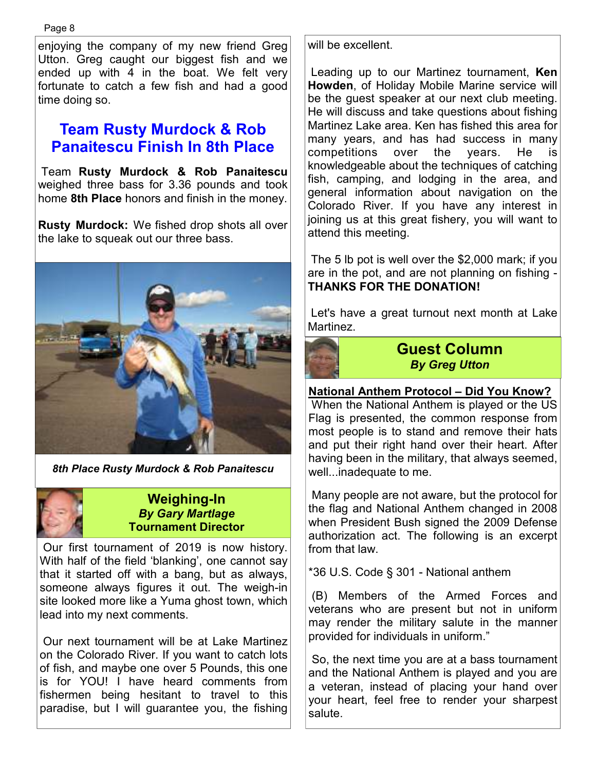enjoying the company of my new friend Greg Utton. Greg caught our biggest fish and we ended up with 4 in the boat. We felt very fortunate to catch a few fish and had a good time doing so.

## Team Rusty Murdock & Rob Panaitescu Finish In 8th Place

Team **Rusty Murdock & Rob Panaitescu** weighed three bass for 3.36 pounds and took home **8th Place** honors and finish in the money.

**Rusty Murdock:** We fished drop shots all over the lake to squeak out our three bass.

*8th Place Rusty Murdock & Rob Panaitescu*

## Weighing-In

***By Gary Martlage***
**Tournament Director**

Our first tournament of 2019 is now history. With half of the field 'blanking', one cannot say that it started off with a bang, but as always, someone always figures it out. The weigh-in site looked more like a Yuma ghost town, which lead into my next comments.

Our next tournament will be at Lake Martinez on the Colorado River. If you want to catch lots of fish, and maybe one over 5 Pounds, this one is for YOU! I have heard comments from fishermen being hesitant to travel to this paradise, but I will guarantee you, the fishing will be excellent.

Leading up to our Martinez tournament, **Ken Howden**, of Holiday Mobile Marine service will be the guest speaker at our next club meeting. He will discuss and take questions about fishing Martinez Lake area. Ken has fished this area for many years, and has had success in many competitions over the years. He is knowledgeable about the techniques of catching fish, camping, and lodging in the area, and general information about navigation on the Colorado River. If you have any interest in joining us at this great fishery, you will want to attend this meeting.

The 5 lb pot is well over the $2,000 mark; if you are in the pot, and are not planning on fishing - **THANKS FOR THE DONATION!**

Let's have a great turnout next month at Lake Martinez.

## Guest Column

***By Greg Utton***

**National Anthem Protocol – Did You Know?**

When the National Anthem is played or the US Flag is presented, the common response from most people is to stand and remove their hats and put their right hand over their heart. After having been in the military, that always seemed, well...inadequate to me.

Many people are not aware, but the protocol for the flag and National Anthem changed in 2008 when President Bush signed the 2009 Defense authorization act. The following is an excerpt from that law.

*36 U.S. Code § 301 - National anthem

(B) Members of the Armed Forces and veterans who are present but not in uniform may render the military salute in the manner provided for individuals in uniform."

So, the next time you are at a bass tournament and the National Anthem is played and you are a veteran, instead of placing your hand over your heart, feel free to render your sharpest salute.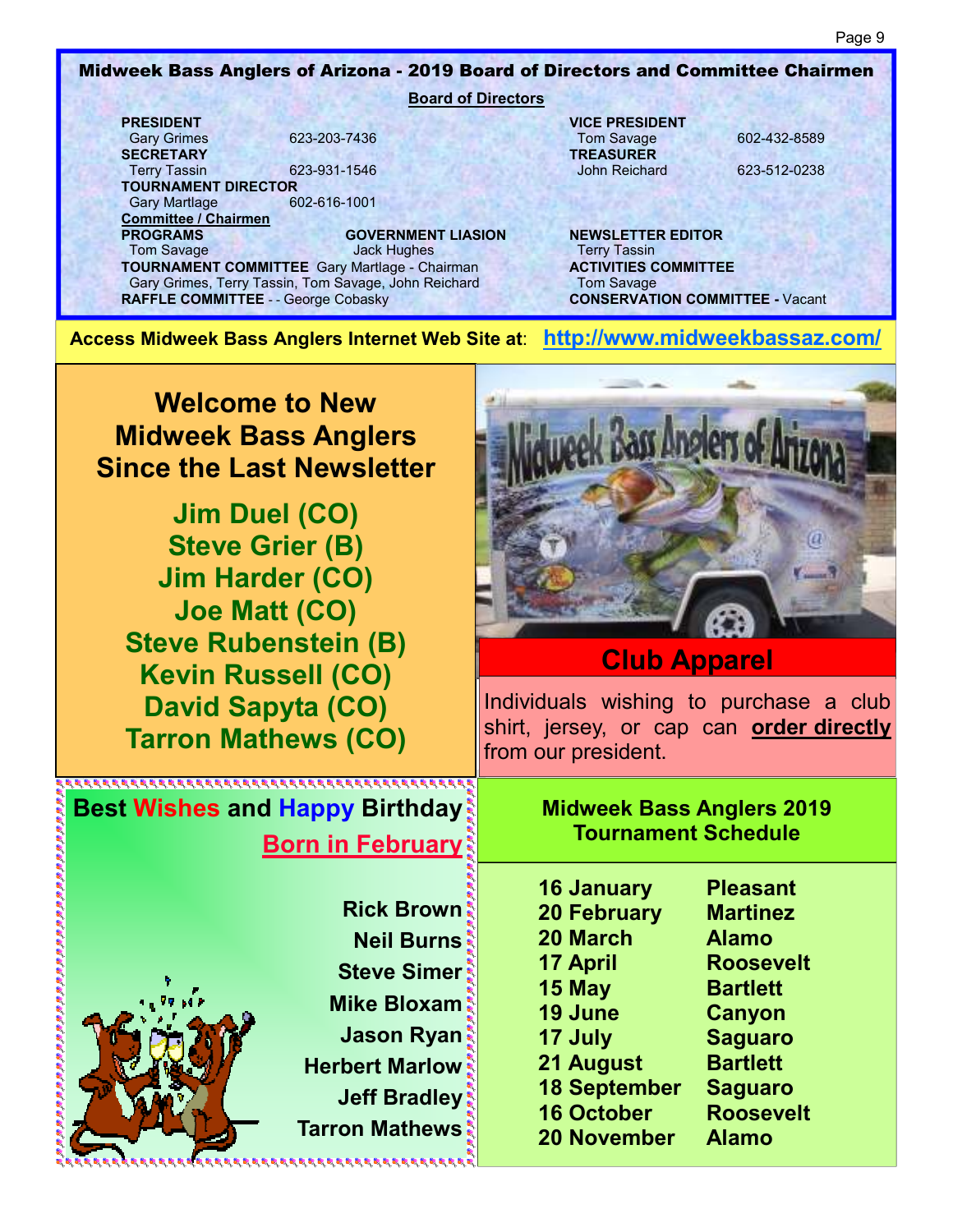## Midweek Bass Anglers of Arizona - 2019 Board of Directors and Committee Chairmen

**Board of Directors**

**PRESIDENT**
Gary Grimes 623-203-7436

**VICE PRESIDENT**
Tom Savage 602-432-8589

**SECRETARY**
Terry Tassin 623-931-1546

**TREASURER**
John Reichard 623-512-0238

**TOURNAMENT DIRECTOR**
Gary Martlage 602-616-1001

**Committee / Chairmen**

**PROGRAMS**
Tom Savage

**GOVERNMENT LIASION**
Jack Hughes

**NEWSLETTER EDITOR**
Terry Tassin

**TOURNAMENT COMMITTEE** Gary Martlage - Chairman
Gary Grimes, Terry Tassin, Tom Savage, John Reichard

**ACTIVITIES COMMITTEE**
Tom Savage

**RAFFLE COMMITTEE** - - George Cobasky

**CONSERVATION COMMITTEE -** Vacant

**Access Midweek Bass Anglers Internet Web Site at**: http://www.midweekbassaz.com/

## Welcome to New Midweek Bass Anglers Since the Last Newsletter

**Jim Duel (CO)**
**Steve Grier (B)**
**Jim Harder (CO)**
**Joe Matt (CO)**
**Steve Rubenstein (B)**
**Kevin Russell (CO)**
**David Sapyta (CO)**
**Tarron Mathews (CO)**

## Club Apparel

Individuals wishing to purchase a club shirt, jersey, or cap can **order directly** from our president.

## Best Wishes and Happy Birthday

**Born in February**

**Rick Brown**
**Neil Burns**
**Steve Simer**
**Mike Bloxam**
**Jason Ryan**
**Herbert Marlow**
**Jeff Bradley**
**Tarron Mathews**

## Midweek Bass Anglers 2019 Tournament Schedule

| | |
|---|---|
| 16 January | Pleasant |
| 20 February | Martinez |
| 20 March | Alamo |
| 17 April | Roosevelt |
| 15 May | Bartlett |
| 19 June | Canyon |
| 17 July | Saguaro |
| 21 August | Bartlett |
| 18 September | Saguaro |
| 16 October | Roosevelt |
| 20 November | Alamo |